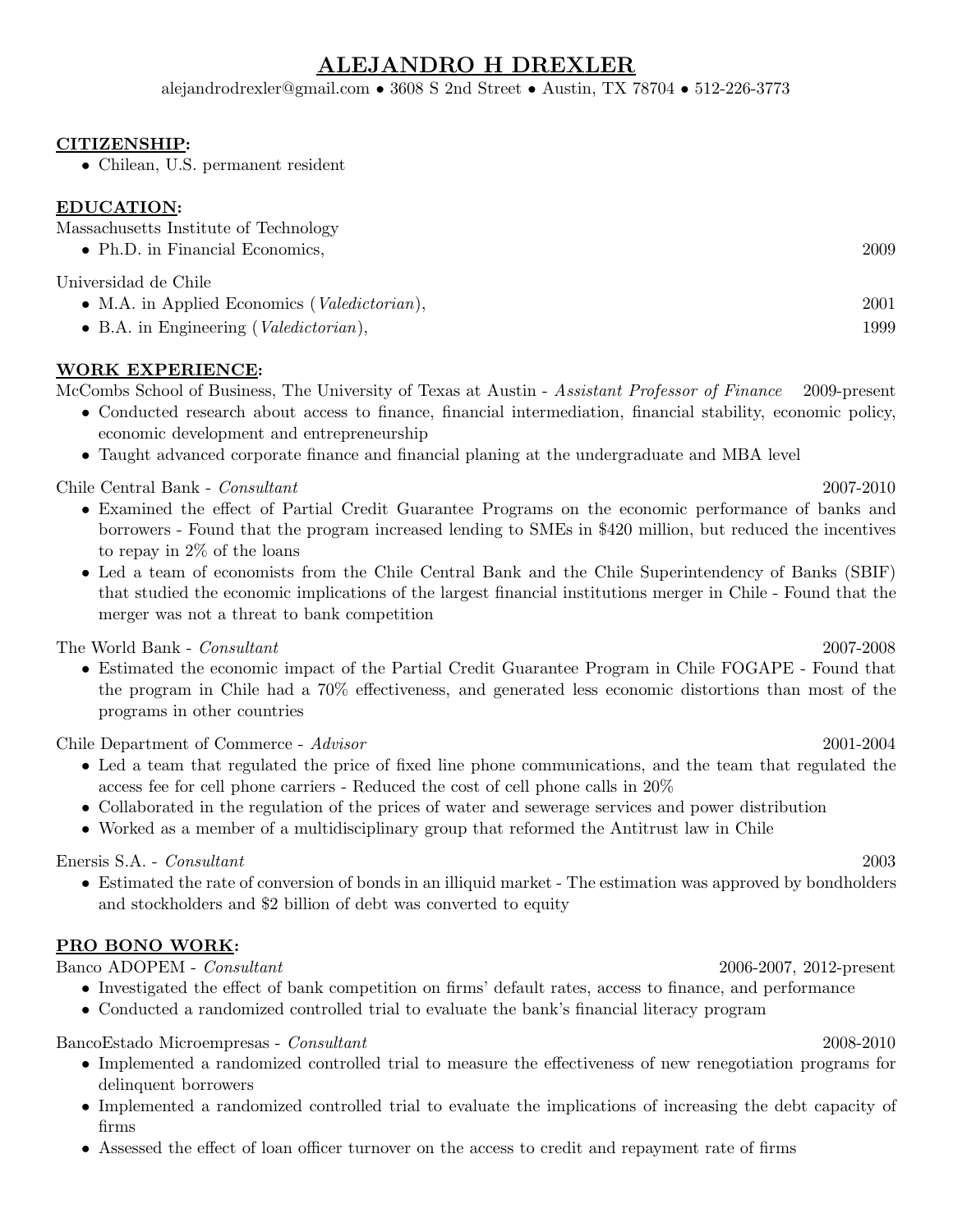# ALEJANDRO H DREXLER

alejandrodrexler@gmail.com • 3608 S 2nd Street • Austin, TX 78704 • 512-226-3773

## CITIZENSHIP:

- Chilean, U.S. permanent resident

## EDUCATION:

Massachusetts Institute of Technology

- Ph.D. in Financial Economics, 2009

Universidad de Chile

- M.A. in Applied Economics (*Valedictorian*), 2001
- B.A. in Engineering (*Valedictorian*), 1999

## WORK EXPERIENCE:

McCombs School of Business, The University of Texas at Austin - *Assistant Professor of Finance* 2009-present

- Conducted research about access to finance, financial intermediation, financial stability, economic policy, economic development and entrepreneurship
- Taught advanced corporate finance and financial planing at the undergraduate and MBA level

Chile Central Bank - *Consultant* 2007-2010

- Examined the effect of Partial Credit Guarantee Programs on the economic performance of banks and borrowers - Found that the program increased lending to SMEs in $420 million, but reduced the incentives to repay in 2% of the loans
- Led a team of economists from the Chile Central Bank and the Chile Superintendency of Banks (SBIF) that studied the economic implications of the largest financial institutions merger in Chile - Found that the merger was not a threat to bank competition

The World Bank - *Consultant* 2007-2008

- Estimated the economic impact of the Partial Credit Guarantee Program in Chile FOGAPE - Found that the program in Chile had a 70% effectiveness, and generated less economic distortions than most of the programs in other countries

Chile Department of Commerce - *Advisor* 2001-2004

- Led a team that regulated the price of fixed line phone communications, and the team that regulated the access fee for cell phone carriers - Reduced the cost of cell phone calls in 20%
- Collaborated in the regulation of the prices of water and sewerage services and power distribution
- Worked as a member of a multidisciplinary group that reformed the Antitrust law in Chile

Enersis S.A. - *Consultant* 2003

- Estimated the rate of conversion of bonds in an illiquid market - The estimation was approved by bondholders and stockholders and $2 billion of debt was converted to equity

## PRO BONO WORK:

Banco ADOPEM - *Consultant* 2006-2007, 2012-present

- Investigated the effect of bank competition on firms' default rates, access to finance, and performance
- Conducted a randomized controlled trial to evaluate the bank's financial literacy program

BancoEstado Microempresas - *Consultant* 2008-2010

- Implemented a randomized controlled trial to measure the effectiveness of new renegotiation programs for delinquent borrowers
- Implemented a randomized controlled trial to evaluate the implications of increasing the debt capacity of firms
- Assessed the effect of loan officer turnover on the access to credit and repayment rate of firms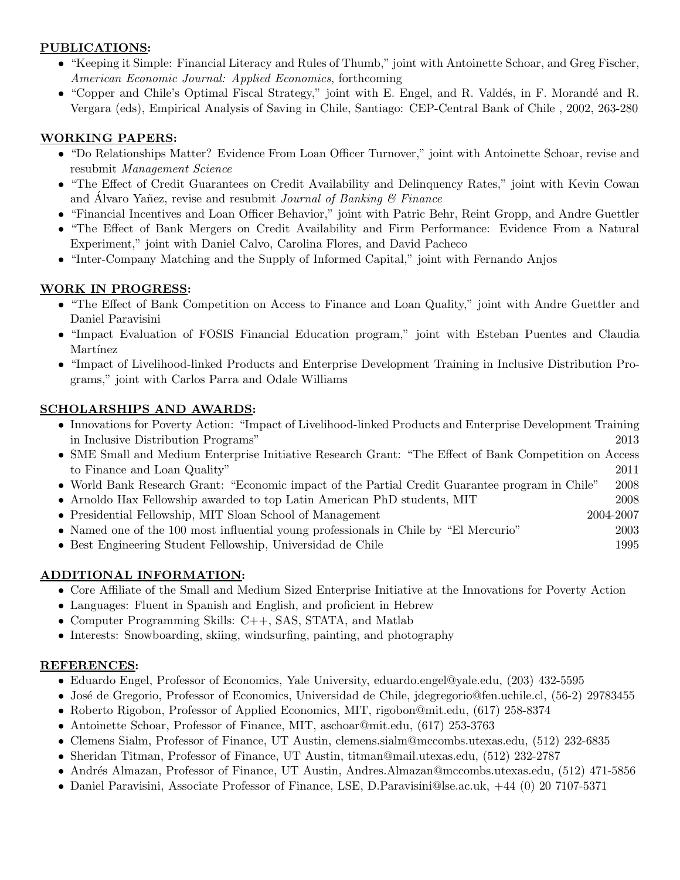## PUBLICATIONS:

- "Keeping it Simple: Financial Literacy and Rules of Thumb," joint with Antoinette Schoar, and Greg Fischer, *American Economic Journal: Applied Economics*, forthcoming
- "Copper and Chile's Optimal Fiscal Strategy," joint with E. Engel, and R. Valdés, in F. Morandé and R. Vergara (eds), Empirical Analysis of Saving in Chile, Santiago: CEP-Central Bank of Chile , 2002, 263-280

## WORKING PAPERS:

- "Do Relationships Matter? Evidence From Loan Officer Turnover," joint with Antoinette Schoar, revise and resubmit *Management Science*
- "The Effect of Credit Guarantees on Credit Availability and Delinquency Rates," joint with Kevin Cowan and Álvaro Yañez, revise and resubmit *Journal of Banking & Finance*
- "Financial Incentives and Loan Officer Behavior," joint with Patric Behr, Reint Gropp, and Andre Guettler
- "The Effect of Bank Mergers on Credit Availability and Firm Performance: Evidence From a Natural Experiment," joint with Daniel Calvo, Carolina Flores, and David Pacheco
- "Inter-Company Matching and the Supply of Informed Capital," joint with Fernando Anjos

## WORK IN PROGRESS:

- "The Effect of Bank Competition on Access to Finance and Loan Quality," joint with Andre Guettler and Daniel Paravisini
- "Impact Evaluation of FOSIS Financial Education program," joint with Esteban Puentes and Claudia Martínez
- "Impact of Livelihood-linked Products and Enterprise Development Training in Inclusive Distribution Programs," joint with Carlos Parra and Odale Williams

## SCHOLARSHIPS AND AWARDS:

- Innovations for Poverty Action: "Impact of Livelihood-linked Products and Enterprise Development Training in Inclusive Distribution Programs" 2013
- SME Small and Medium Enterprise Initiative Research Grant: "The Effect of Bank Competition on Access to Finance and Loan Quality" 2011
- World Bank Research Grant: "Economic impact of the Partial Credit Guarantee program in Chile" 2008
- Arnoldo Hax Fellowship awarded to top Latin American PhD students, MIT 2008
- Presidential Fellowship, MIT Sloan School of Management 2004-2007
- Named one of the 100 most influential young professionals in Chile by "El Mercurio" 2003
- Best Engineering Student Fellowship, Universidad de Chile 1995

## ADDITIONAL INFORMATION:

- Core Affiliate of the Small and Medium Sized Enterprise Initiative at the Innovations for Poverty Action
- Languages: Fluent in Spanish and English, and proficient in Hebrew
- Computer Programming Skills: C++, SAS, STATA, and Matlab
- Interests: Snowboarding, skiing, windsurfing, painting, and photography

## REFERENCES:

- Eduardo Engel, Professor of Economics, Yale University, eduardo.engel@yale.edu, (203) 432-5595
- José de Gregorio, Professor of Economics, Universidad de Chile, jdegregorio@fen.uchile.cl, (56-2) 29783455
- Roberto Rigobon, Professor of Applied Economics, MIT, rigobon@mit.edu, (617) 258-8374
- Antoinette Schoar, Professor of Finance, MIT, aschoar@mit.edu, (617) 253-3763
- Clemens Sialm, Professor of Finance, UT Austin, clemens.sialm@mccombs.utexas.edu, (512) 232-6835
- Sheridan Titman, Professor of Finance, UT Austin, titman@mail.utexas.edu, (512) 232-2787
- Andrés Almazan, Professor of Finance, UT Austin, Andres.Almazan@mccombs.utexas.edu, (512) 471-5856
- Daniel Paravisini, Associate Professor of Finance, LSE, D.Paravisini@lse.ac.uk, +44 (0) 20 7107-5371